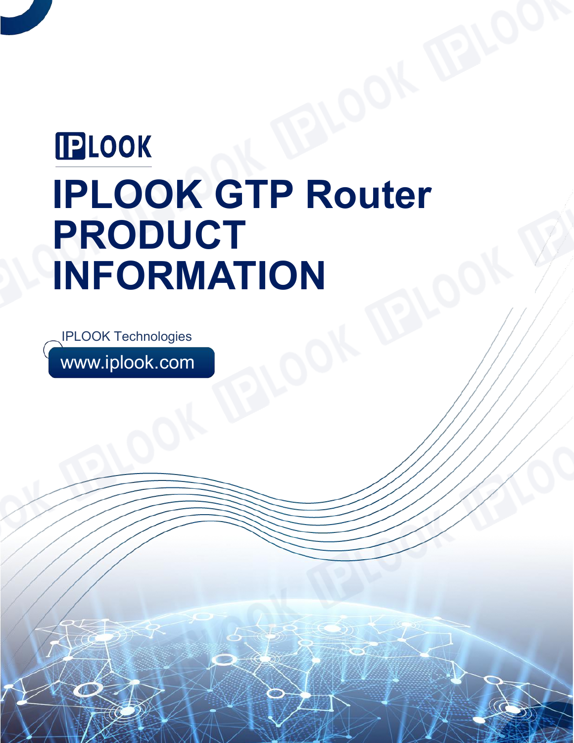IPLOOK

# IPLOOK GTP Router PRODUCT INFORMATION

IPLOOK Technologies

www.iplook.com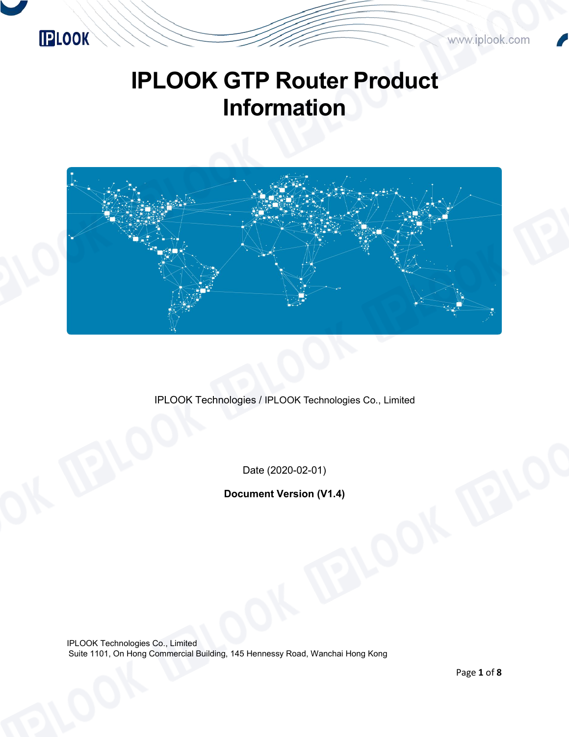# IPLOOK GTP Router Product Information

IPLOOK Technologies / IPLOOK Technologies Co., Limited

Date (2020-02-01)

**Document Version (V1.4)**

IPLOOK Technologies Co., Limited
Suite 1101, On Hong Commercial Building, 145 Hennessy Road, Wanchai Hong Kong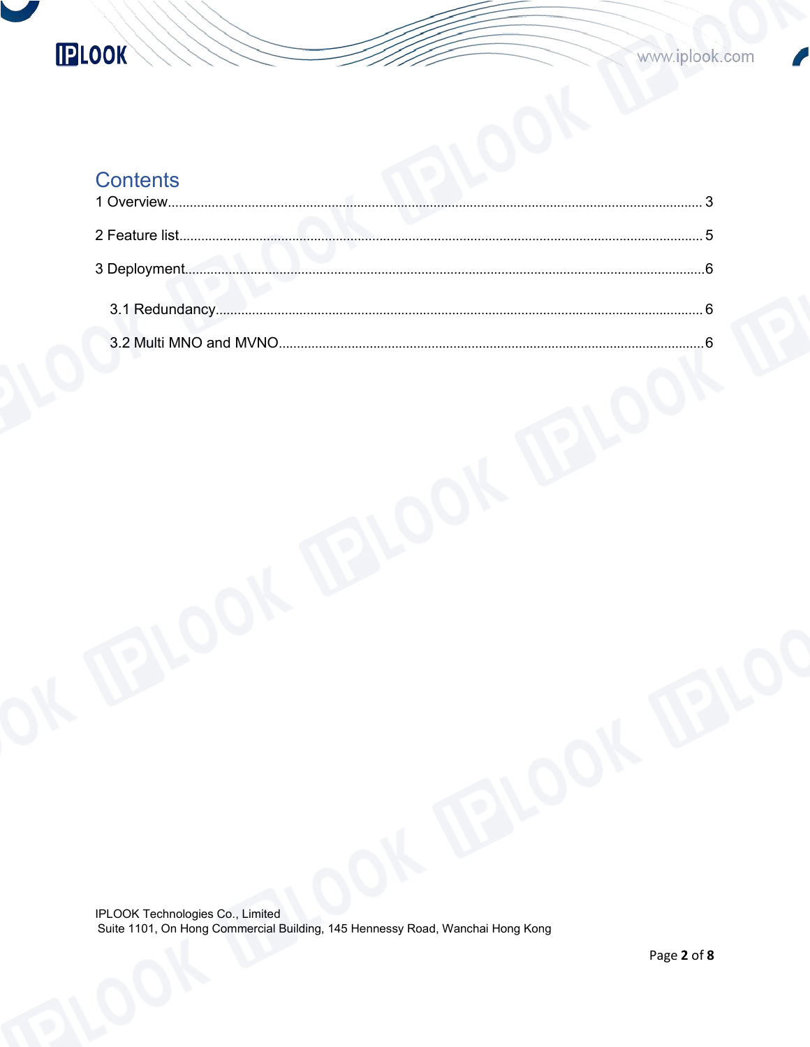# Contents

1 Overview...................................................................................................................................... 3

2 Feature list.................................................................................................................................. 5

3 Deployment.................................................................................................................................6

3.1 Redundancy.......................................................................................................................... 6

3.2 Multi MNO and MVNO........................................................................................................6

IPLOOK Technologies Co., Limited
Suite 1101, On Hong Commercial Building, 145 Hennessy Road, Wanchai Hong Kong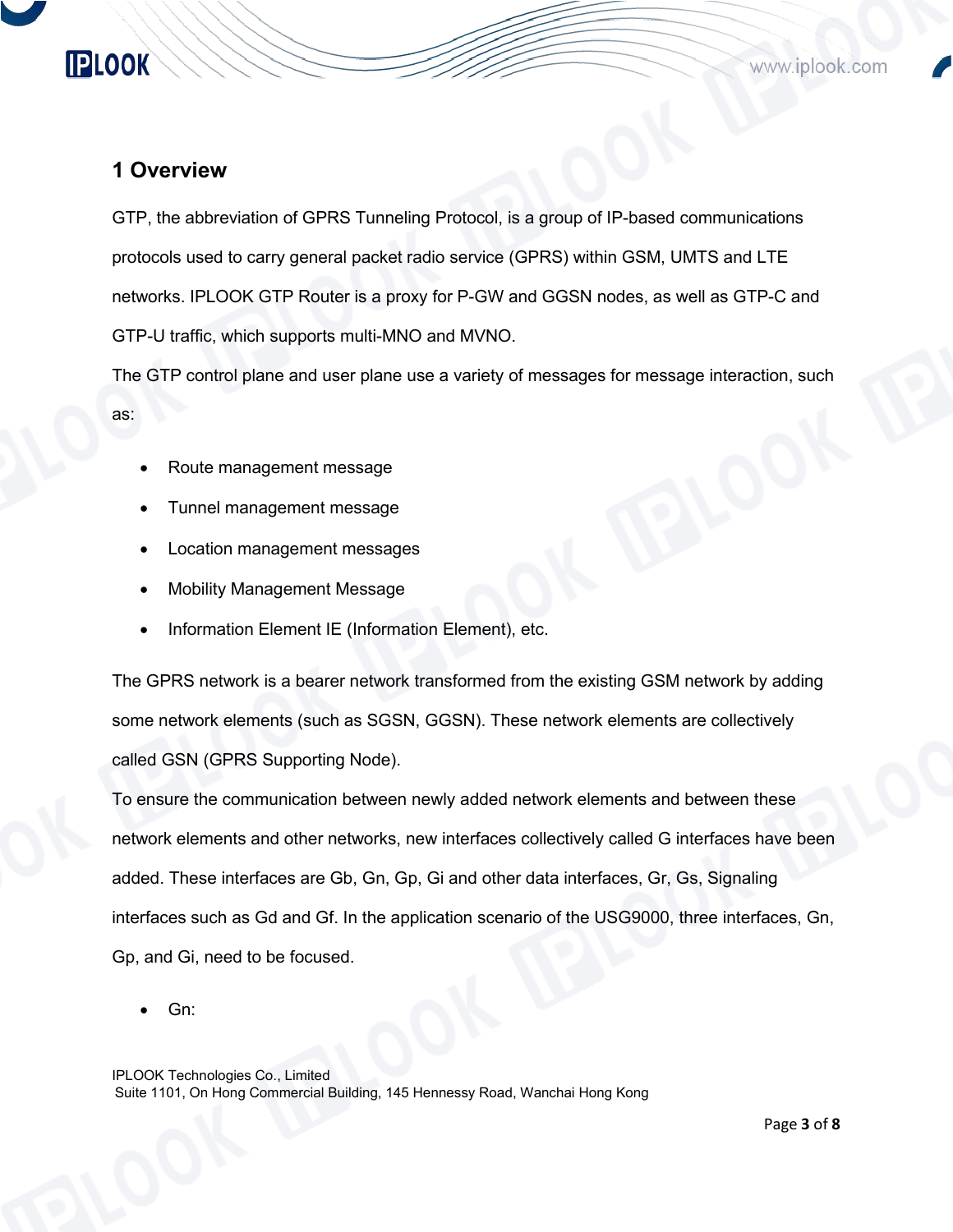# 1 Overview

GTP, the abbreviation of GPRS Tunneling Protocol, is a group of IP-based communications protocols used to carry general packet radio service (GPRS) within GSM, UMTS and LTE networks. IPLOOK GTP Router is a proxy for P-GW and GGSN nodes, as well as GTP-C and GTP-U traffic, which supports multi-MNO and MVNO.

The GTP control plane and user plane use a variety of messages for message interaction, such as:

- Route management message
- Tunnel management message
- Location management messages
- Mobility Management Message
- Information Element IE (Information Element), etc.

The GPRS network is a bearer network transformed from the existing GSM network by adding some network elements (such as SGSN, GGSN). These network elements are collectively called GSN (GPRS Supporting Node).

To ensure the communication between newly added network elements and between these network elements and other networks, new interfaces collectively called G interfaces have been added. These interfaces are Gb, Gn, Gp, Gi and other data interfaces, Gr, Gs, Signaling interfaces such as Gd and Gf. In the application scenario of the USG9000, three interfaces, Gn, Gp, and Gi, need to be focused.

- Gn: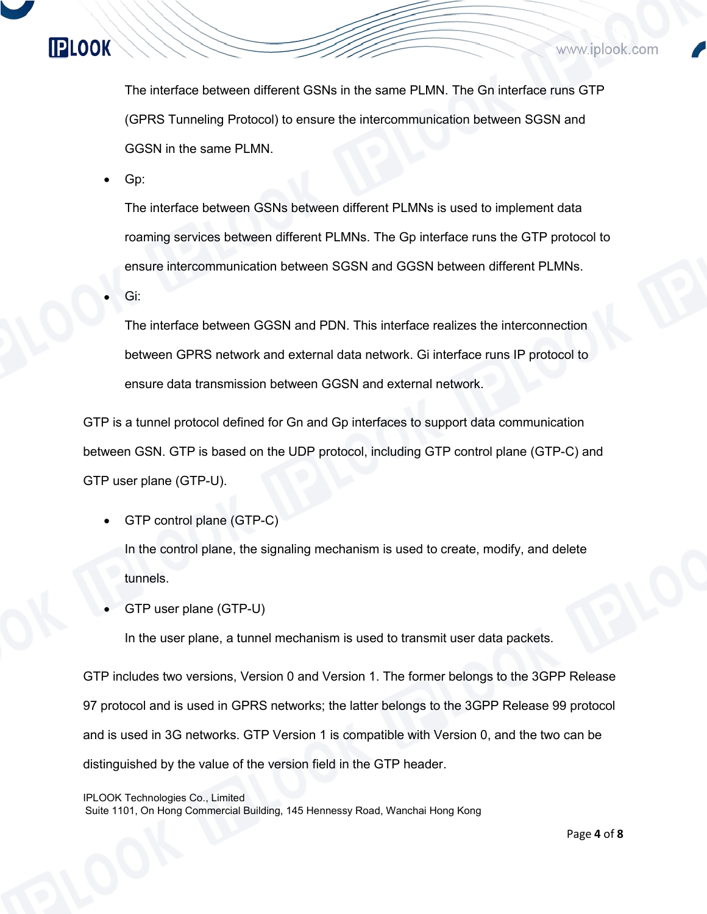The interface between different GSNs in the same PLMN. The Gn interface runs GTP (GPRS Tunneling Protocol) to ensure the intercommunication between SGSN and GGSN in the same PLMN.

- Gp:

  The interface between GSNs between different PLMNs is used to implement data roaming services between different PLMNs. The Gp interface runs the GTP protocol to ensure intercommunication between SGSN and GGSN between different PLMNs.

- Gi:

  The interface between GGSN and PDN. This interface realizes the interconnection between GPRS network and external data network. Gi interface runs IP protocol to ensure data transmission between GGSN and external network.

GTP is a tunnel protocol defined for Gn and Gp interfaces to support data communication between GSN. GTP is based on the UDP protocol, including GTP control plane (GTP-C) and GTP user plane (GTP-U).

- GTP control plane (GTP-C)

  In the control plane, the signaling mechanism is used to create, modify, and delete tunnels.

- GTP user plane (GTP-U)

  In the user plane, a tunnel mechanism is used to transmit user data packets.

GTP includes two versions, Version 0 and Version 1. The former belongs to the 3GPP Release 97 protocol and is used in GPRS networks; the latter belongs to the 3GPP Release 99 protocol and is used in 3G networks. GTP Version 1 is compatible with Version 0, and the two can be distinguished by the value of the version field in the GTP header.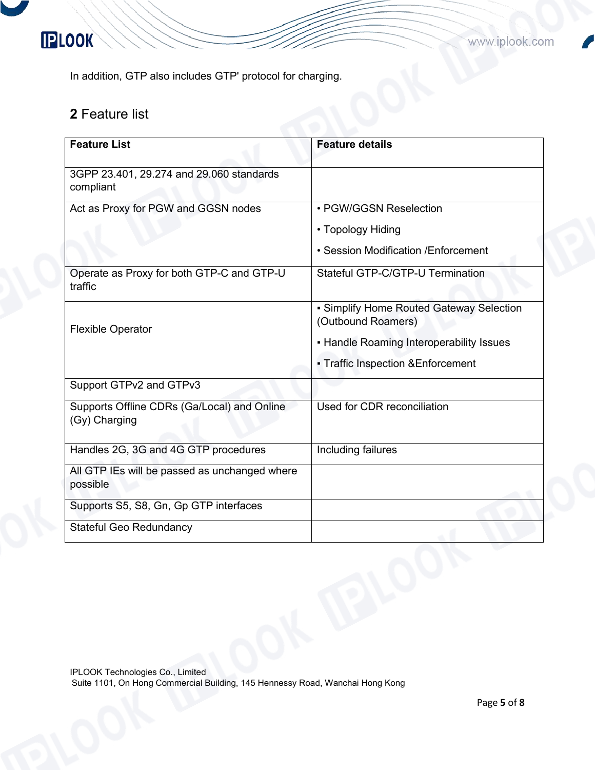In addition, GTP also includes GTP' protocol for charging.

## 2 Feature list

| Feature List | Feature details |
| --- | --- |
| 3GPP 23.401, 29.274 and 29.060 standards compliant | |
| Act as Proxy for PGW and GGSN nodes | • PGW/GGSN Reselection<br>• Topology Hiding<br>• Session Modification /Enforcement |
| Operate as Proxy for both GTP-C and GTP-U traffic | Stateful GTP-C/GTP-U Termination |
| Flexible Operator | ▪ Simplify Home Routed Gateway Selection (Outbound Roamers)<br>▪ Handle Roaming Interoperability Issues<br>▪ Traffic Inspection &Enforcement |
| Support GTPv2 and GTPv3 | |
| Supports Offline CDRs (Ga/Local) and Online (Gy) Charging | Used for CDR reconciliation |
| Handles 2G, 3G and 4G GTP procedures | Including failures |
| All GTP IEs will be passed as unchanged where possible | |
| Supports S5, S8, Gn, Gp GTP interfaces | |
| Stateful Geo Redundancy | |

IPLOOK Technologies Co., Limited
Suite 1101, On Hong Commercial Building, 145 Hennessy Road, Wanchai Hong Kong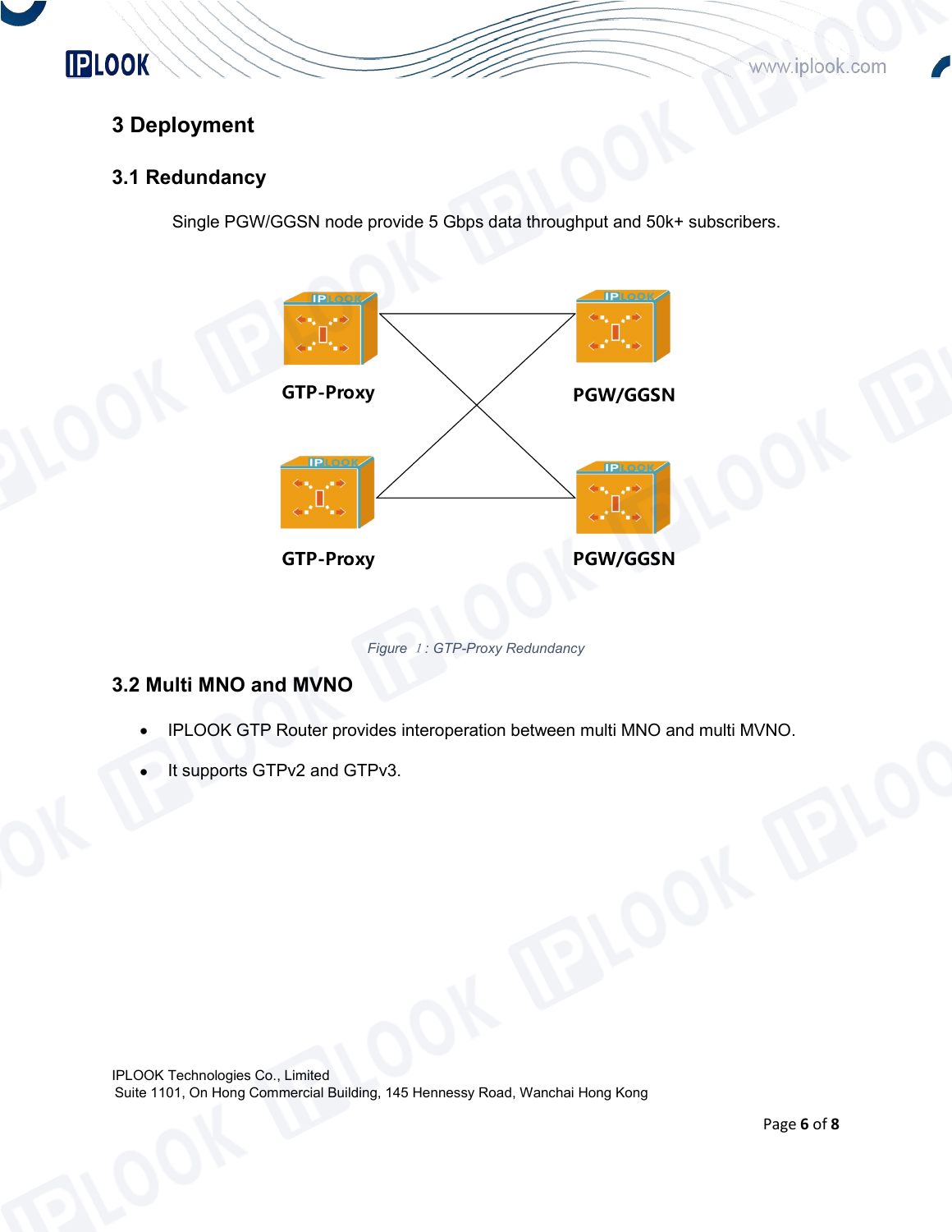# 3 Deployment

## 3.1 Redundancy

Single PGW/GGSN node provide 5 Gbps data throughput and 50k+ subscribers.

GTP-Proxy

PGW/GGSN

GTP-Proxy

PGW/GGSN

*Figure 1: GTP-Proxy Redundancy*

## 3.2 Multi MNO and MVNO

- IPLOOK GTP Router provides interoperation between multi MNO and multi MVNO.
- It supports GTPv2 and GTPv3.

IPLOOK Technologies Co., Limited
Suite 1101, On Hong Commercial Building, 145 Hennessy Road, Wanchai Hong Kong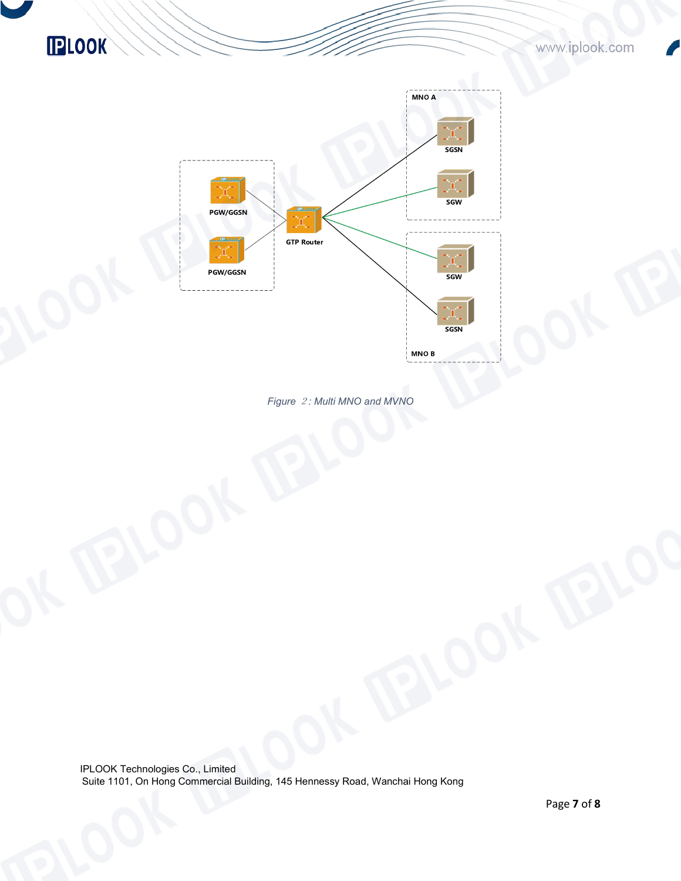MNO A

SGSN

SGW

PGW/GGSN

GTP Router

PGW/GGSN

SGW

SGSN

MNO B

*Figure 2: Multi MNO and MVNO*

IPLOOK Technologies Co., Limited
Suite 1101, On Hong Commercial Building, 145 Hennessy Road, Wanchai Hong Kong